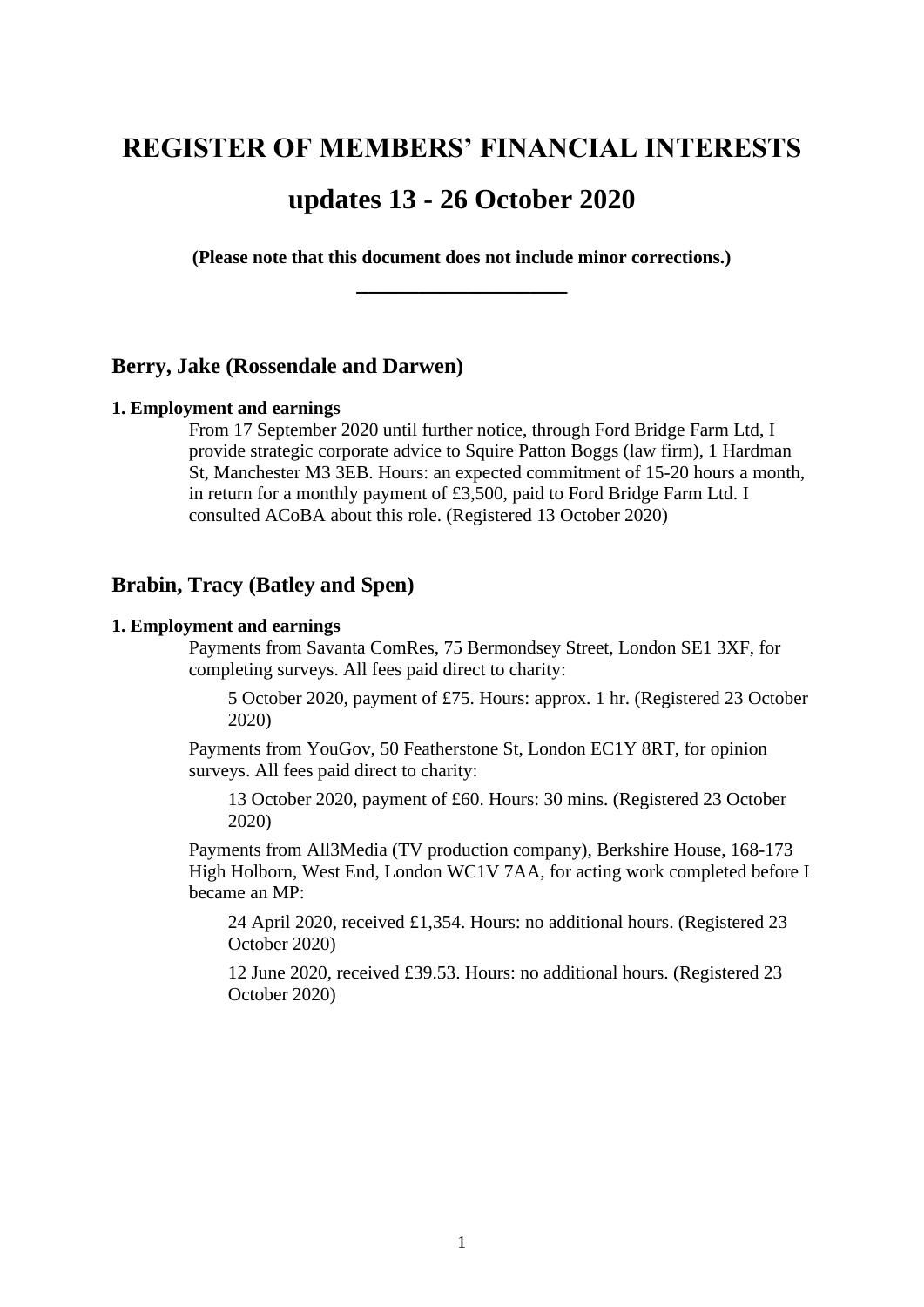# REGISTER OF MEMBERS' FINANCIAL INTERESTS

# updates 13 - 26 October 2020

**(Please note that this document does not include minor corrections.)**

---

## Berry, Jake (Rossendale and Darwen)

**1. Employment and earnings**

From 17 September 2020 until further notice, through Ford Bridge Farm Ltd, I provide strategic corporate advice to Squire Patton Boggs (law firm), 1 Hardman St, Manchester M3 3EB. Hours: an expected commitment of 15-20 hours a month, in return for a monthly payment of £3,500, paid to Ford Bridge Farm Ltd. I consulted ACoBA about this role. (Registered 13 October 2020)

## Brabin, Tracy (Batley and Spen)

**1. Employment and earnings**

Payments from Savanta ComRes, 75 Bermondsey Street, London SE1 3XF, for completing surveys. All fees paid direct to charity:

> 5 October 2020, payment of £75. Hours: approx. 1 hr. (Registered 23 October 2020)

Payments from YouGov, 50 Featherstone St, London EC1Y 8RT, for opinion surveys. All fees paid direct to charity:

> 13 October 2020, payment of £60. Hours: 30 mins. (Registered 23 October 2020)

Payments from All3Media (TV production company), Berkshire House, 168-173 High Holborn, West End, London WC1V 7AA, for acting work completed before I became an MP:

> 24 April 2020, received £1,354. Hours: no additional hours. (Registered 23 October 2020)
>
> 12 June 2020, received £39.53. Hours: no additional hours. (Registered 23 October 2020)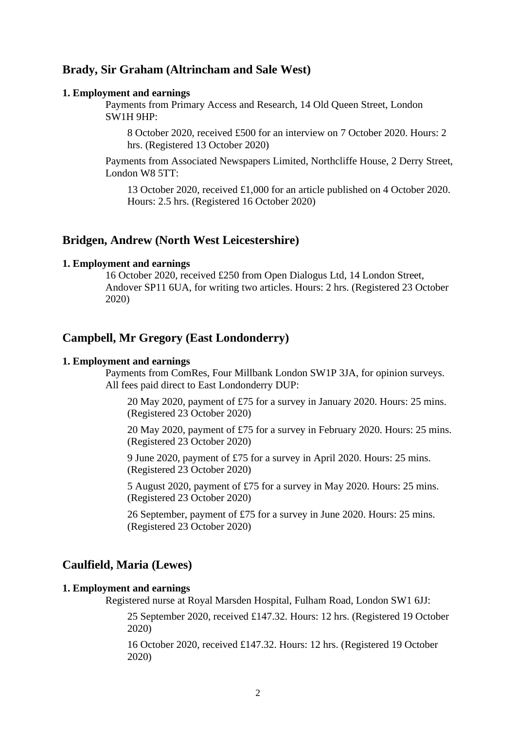## Brady, Sir Graham (Altrincham and Sale West)

**1. Employment and earnings**

Payments from Primary Access and Research, 14 Old Queen Street, London SW1H 9HP:

8 October 2020, received £500 for an interview on 7 October 2020. Hours: 2 hrs. (Registered 13 October 2020)

Payments from Associated Newspapers Limited, Northcliffe House, 2 Derry Street, London W8 5TT:

13 October 2020, received £1,000 for an article published on 4 October 2020. Hours: 2.5 hrs. (Registered 16 October 2020)

## Bridgen, Andrew (North West Leicestershire)

**1. Employment and earnings**

16 October 2020, received £250 from Open Dialogus Ltd, 14 London Street, Andover SP11 6UA, for writing two articles. Hours: 2 hrs. (Registered 23 October 2020)

## Campbell, Mr Gregory (East Londonderry)

**1. Employment and earnings**

Payments from ComRes, Four Millbank London SW1P 3JA, for opinion surveys. All fees paid direct to East Londonderry DUP:

20 May 2020, payment of £75 for a survey in January 2020. Hours: 25 mins. (Registered 23 October 2020)

20 May 2020, payment of £75 for a survey in February 2020. Hours: 25 mins. (Registered 23 October 2020)

9 June 2020, payment of £75 for a survey in April 2020. Hours: 25 mins. (Registered 23 October 2020)

5 August 2020, payment of £75 for a survey in May 2020. Hours: 25 mins. (Registered 23 October 2020)

26 September, payment of £75 for a survey in June 2020. Hours: 25 mins. (Registered 23 October 2020)

## Caulfield, Maria (Lewes)

**1. Employment and earnings**

Registered nurse at Royal Marsden Hospital, Fulham Road, London SW1 6JJ:

25 September 2020, received £147.32. Hours: 12 hrs. (Registered 19 October 2020)

16 October 2020, received £147.32. Hours: 12 hrs. (Registered 19 October 2020)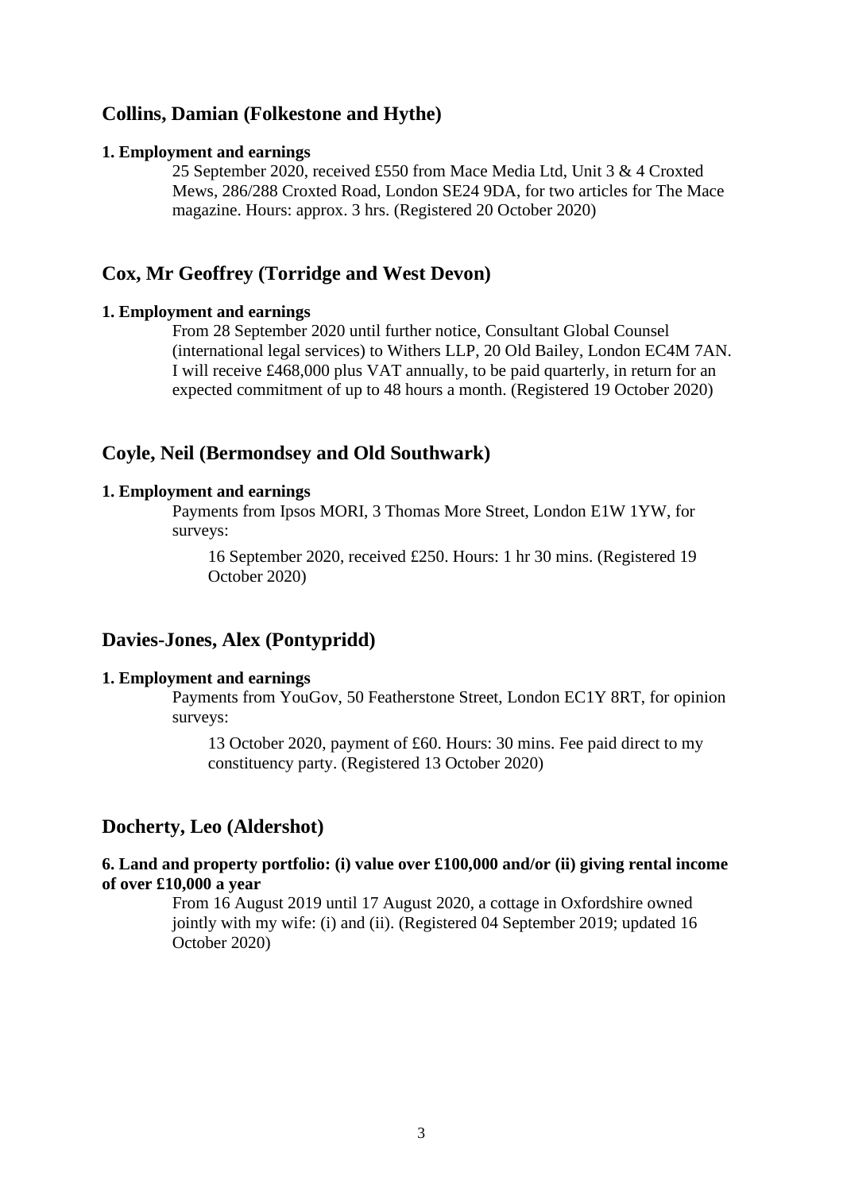## Collins, Damian (Folkestone and Hythe)

**1. Employment and earnings**

25 September 2020, received £550 from Mace Media Ltd, Unit 3 & 4 Croxted Mews, 286/288 Croxted Road, London SE24 9DA, for two articles for The Mace magazine. Hours: approx. 3 hrs. (Registered 20 October 2020)

## Cox, Mr Geoffrey (Torridge and West Devon)

**1. Employment and earnings**

From 28 September 2020 until further notice, Consultant Global Counsel (international legal services) to Withers LLP, 20 Old Bailey, London EC4M 7AN. I will receive £468,000 plus VAT annually, to be paid quarterly, in return for an expected commitment of up to 48 hours a month. (Registered 19 October 2020)

## Coyle, Neil (Bermondsey and Old Southwark)

**1. Employment and earnings**

Payments from Ipsos MORI, 3 Thomas More Street, London E1W 1YW, for surveys:

16 September 2020, received £250. Hours: 1 hr 30 mins. (Registered 19 October 2020)

## Davies-Jones, Alex (Pontypridd)

**1. Employment and earnings**

Payments from YouGov, 50 Featherstone Street, London EC1Y 8RT, for opinion surveys:

13 October 2020, payment of £60. Hours: 30 mins. Fee paid direct to my constituency party. (Registered 13 October 2020)

## Docherty, Leo (Aldershot)

**6. Land and property portfolio: (i) value over £100,000 and/or (ii) giving rental income of over £10,000 a year**

From 16 August 2019 until 17 August 2020, a cottage in Oxfordshire owned jointly with my wife: (i) and (ii). (Registered 04 September 2019; updated 16 October 2020)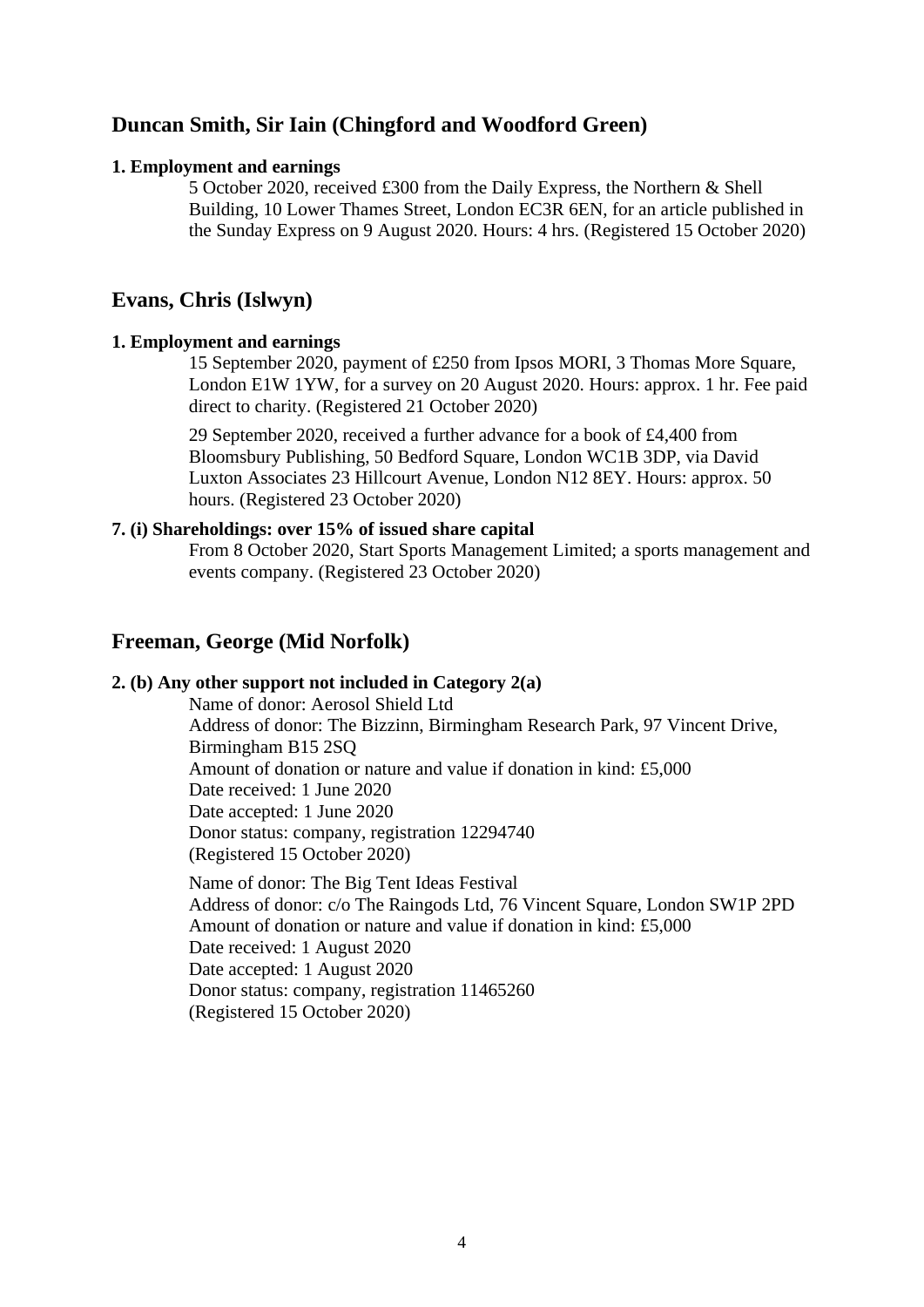## Duncan Smith, Sir Iain (Chingford and Woodford Green)

**1. Employment and earnings**

5 October 2020, received £300 from the Daily Express, the Northern & Shell Building, 10 Lower Thames Street, London EC3R 6EN, for an article published in the Sunday Express on 9 August 2020. Hours: 4 hrs. (Registered 15 October 2020)

## Evans, Chris (Islwyn)

**1. Employment and earnings**

15 September 2020, payment of £250 from Ipsos MORI, 3 Thomas More Square, London E1W 1YW, for a survey on 20 August 2020. Hours: approx. 1 hr. Fee paid direct to charity. (Registered 21 October 2020)

29 September 2020, received a further advance for a book of £4,400 from Bloomsbury Publishing, 50 Bedford Square, London WC1B 3DP, via David Luxton Associates 23 Hillcourt Avenue, London N12 8EY. Hours: approx. 50 hours. (Registered 23 October 2020)

**7. (i) Shareholdings: over 15% of issued share capital**

From 8 October 2020, Start Sports Management Limited; a sports management and events company. (Registered 23 October 2020)

## Freeman, George (Mid Norfolk)

**2. (b) Any other support not included in Category 2(a)**

Name of donor: Aerosol Shield Ltd
Address of donor: The Bizzinn, Birmingham Research Park, 97 Vincent Drive, Birmingham B15 2SQ
Amount of donation or nature and value if donation in kind: £5,000
Date received: 1 June 2020
Date accepted: 1 June 2020
Donor status: company, registration 12294740
(Registered 15 October 2020)

Name of donor: The Big Tent Ideas Festival
Address of donor: c/o The Raingods Ltd, 76 Vincent Square, London SW1P 2PD
Amount of donation or nature and value if donation in kind: £5,000
Date received: 1 August 2020
Date accepted: 1 August 2020
Donor status: company, registration 11465260
(Registered 15 October 2020)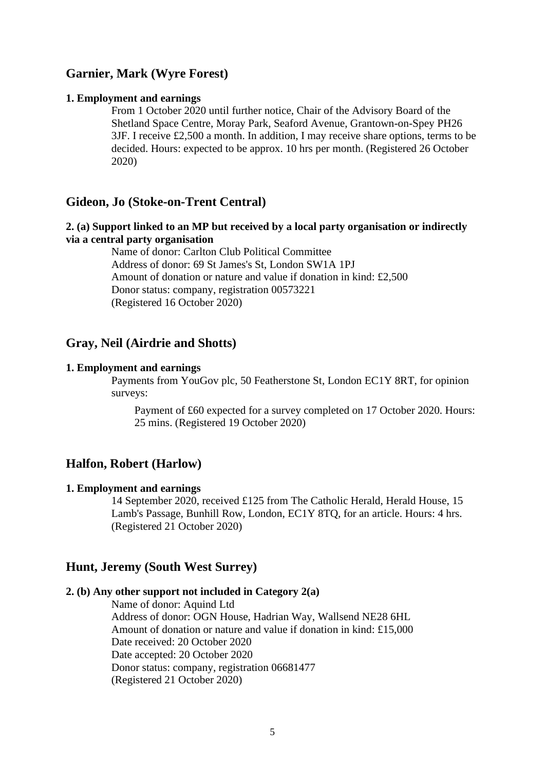## Garnier, Mark (Wyre Forest)

**1. Employment and earnings**

From 1 October 2020 until further notice, Chair of the Advisory Board of the Shetland Space Centre, Moray Park, Seaford Avenue, Grantown-on-Spey PH26 3JF. I receive £2,500 a month. In addition, I may receive share options, terms to be decided. Hours: expected to be approx. 10 hrs per month. (Registered 26 October 2020)

## Gideon, Jo (Stoke-on-Trent Central)

**2. (a) Support linked to an MP but received by a local party organisation or indirectly via a central party organisation**

Name of donor: Carlton Club Political Committee
Address of donor: 69 St James's St, London SW1A 1PJ
Amount of donation or nature and value if donation in kind: £2,500
Donor status: company, registration 00573221
(Registered 16 October 2020)

## Gray, Neil (Airdrie and Shotts)

**1. Employment and earnings**

Payments from YouGov plc, 50 Featherstone St, London EC1Y 8RT, for opinion surveys:

Payment of £60 expected for a survey completed on 17 October 2020. Hours: 25 mins. (Registered 19 October 2020)

## Halfon, Robert (Harlow)

**1. Employment and earnings**

14 September 2020, received £125 from The Catholic Herald, Herald House, 15 Lamb's Passage, Bunhill Row, London, EC1Y 8TQ, for an article. Hours: 4 hrs. (Registered 21 October 2020)

## Hunt, Jeremy (South West Surrey)

**2. (b) Any other support not included in Category 2(a)**

Name of donor: Aquind Ltd
Address of donor: OGN House, Hadrian Way, Wallsend NE28 6HL
Amount of donation or nature and value if donation in kind: £15,000
Date received: 20 October 2020
Date accepted: 20 October 2020
Donor status: company, registration 06681477
(Registered 21 October 2020)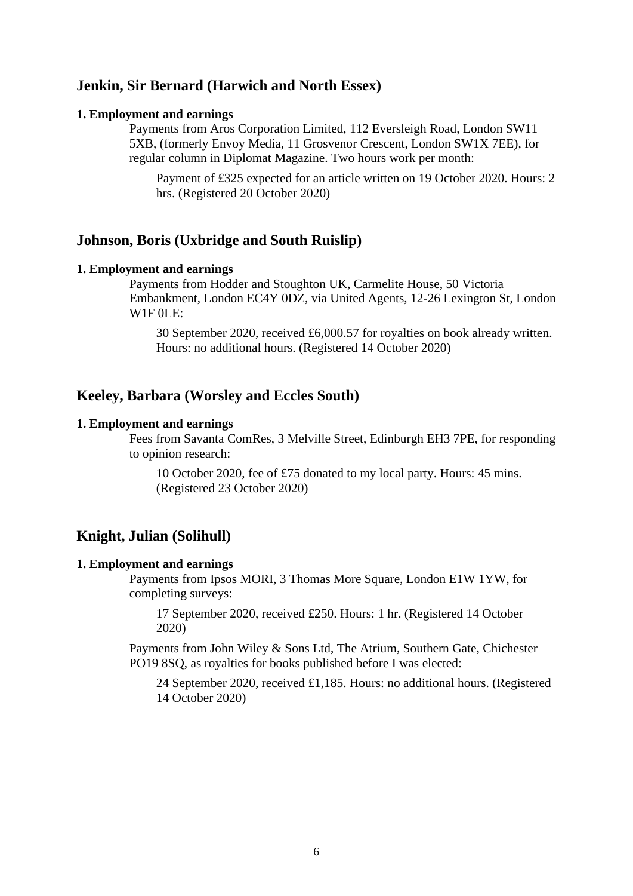## Jenkin, Sir Bernard (Harwich and North Essex)

**1. Employment and earnings**

Payments from Aros Corporation Limited, 112 Eversleigh Road, London SW11 5XB, (formerly Envoy Media, 11 Grosvenor Crescent, London SW1X 7EE), for regular column in Diplomat Magazine. Two hours work per month:

Payment of £325 expected for an article written on 19 October 2020. Hours: 2 hrs. (Registered 20 October 2020)

## Johnson, Boris (Uxbridge and South Ruislip)

**1. Employment and earnings**

Payments from Hodder and Stoughton UK, Carmelite House, 50 Victoria Embankment, London EC4Y 0DZ, via United Agents, 12-26 Lexington St, London W1F 0LE:

30 September 2020, received £6,000.57 for royalties on book already written. Hours: no additional hours. (Registered 14 October 2020)

## Keeley, Barbara (Worsley and Eccles South)

**1. Employment and earnings**

Fees from Savanta ComRes, 3 Melville Street, Edinburgh EH3 7PE, for responding to opinion research:

10 October 2020, fee of £75 donated to my local party. Hours: 45 mins. (Registered 23 October 2020)

## Knight, Julian (Solihull)

**1. Employment and earnings**

Payments from Ipsos MORI, 3 Thomas More Square, London E1W 1YW, for completing surveys:

17 September 2020, received £250. Hours: 1 hr. (Registered 14 October 2020)

Payments from John Wiley & Sons Ltd, The Atrium, Southern Gate, Chichester PO19 8SQ, as royalties for books published before I was elected:

24 September 2020, received £1,185. Hours: no additional hours. (Registered 14 October 2020)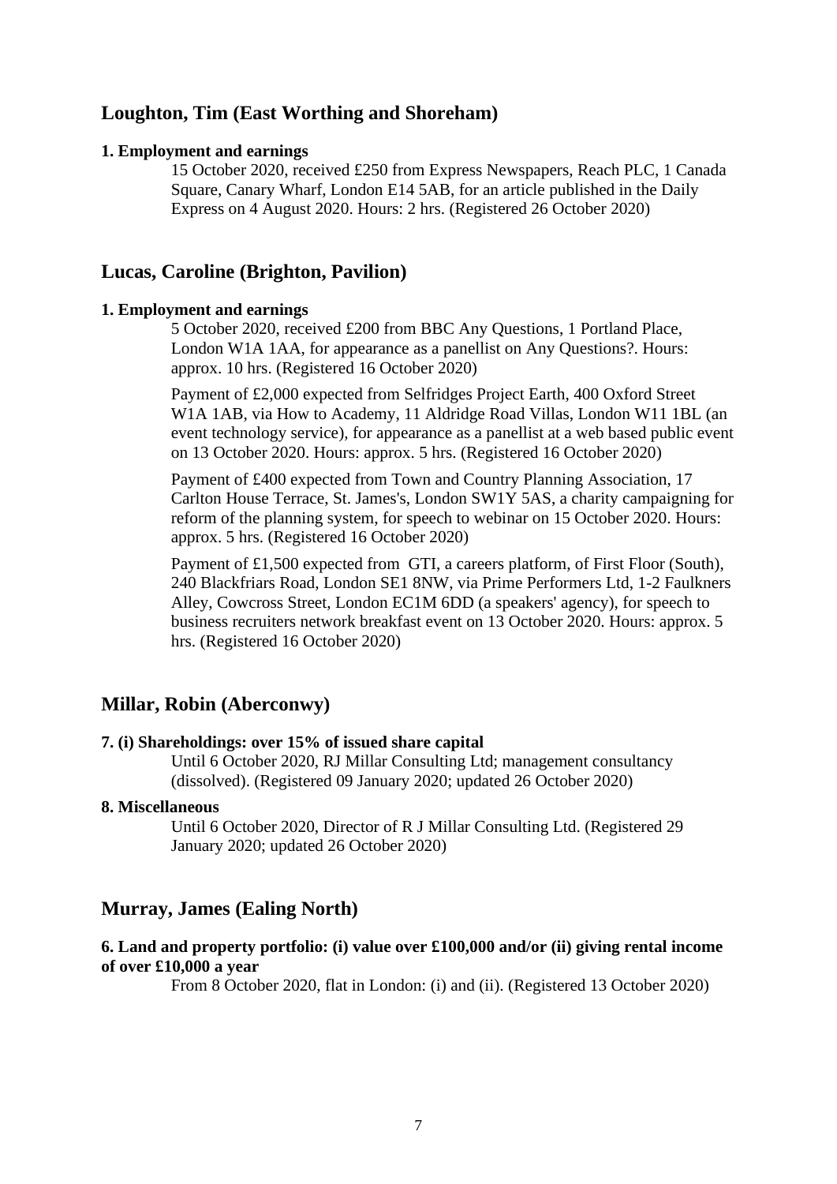## Loughton, Tim (East Worthing and Shoreham)

**1. Employment and earnings**

15 October 2020, received £250 from Express Newspapers, Reach PLC, 1 Canada Square, Canary Wharf, London E14 5AB, for an article published in the Daily Express on 4 August 2020. Hours: 2 hrs. (Registered 26 October 2020)

## Lucas, Caroline (Brighton, Pavilion)

**1. Employment and earnings**

5 October 2020, received £200 from BBC Any Questions, 1 Portland Place, London W1A 1AA, for appearance as a panellist on Any Questions?. Hours: approx. 10 hrs. (Registered 16 October 2020)

Payment of £2,000 expected from Selfridges Project Earth, 400 Oxford Street W1A 1AB, via How to Academy, 11 Aldridge Road Villas, London W11 1BL (an event technology service), for appearance as a panellist at a web based public event on 13 October 2020. Hours: approx. 5 hrs. (Registered 16 October 2020)

Payment of £400 expected from Town and Country Planning Association, 17 Carlton House Terrace, St. James's, London SW1Y 5AS, a charity campaigning for reform of the planning system, for speech to webinar on 15 October 2020. Hours: approx. 5 hrs. (Registered 16 October 2020)

Payment of £1,500 expected from GTI, a careers platform, of First Floor (South), 240 Blackfriars Road, London SE1 8NW, via Prime Performers Ltd, 1-2 Faulkners Alley, Cowcross Street, London EC1M 6DD (a speakers' agency), for speech to business recruiters network breakfast event on 13 October 2020. Hours: approx. 5 hrs. (Registered 16 October 2020)

## Millar, Robin (Aberconwy)

**7. (i) Shareholdings: over 15% of issued share capital**

Until 6 October 2020, RJ Millar Consulting Ltd; management consultancy (dissolved). (Registered 09 January 2020; updated 26 October 2020)

**8. Miscellaneous**

Until 6 October 2020, Director of R J Millar Consulting Ltd. (Registered 29 January 2020; updated 26 October 2020)

## Murray, James (Ealing North)

**6. Land and property portfolio: (i) value over £100,000 and/or (ii) giving rental income of over £10,000 a year**

From 8 October 2020, flat in London: (i) and (ii). (Registered 13 October 2020)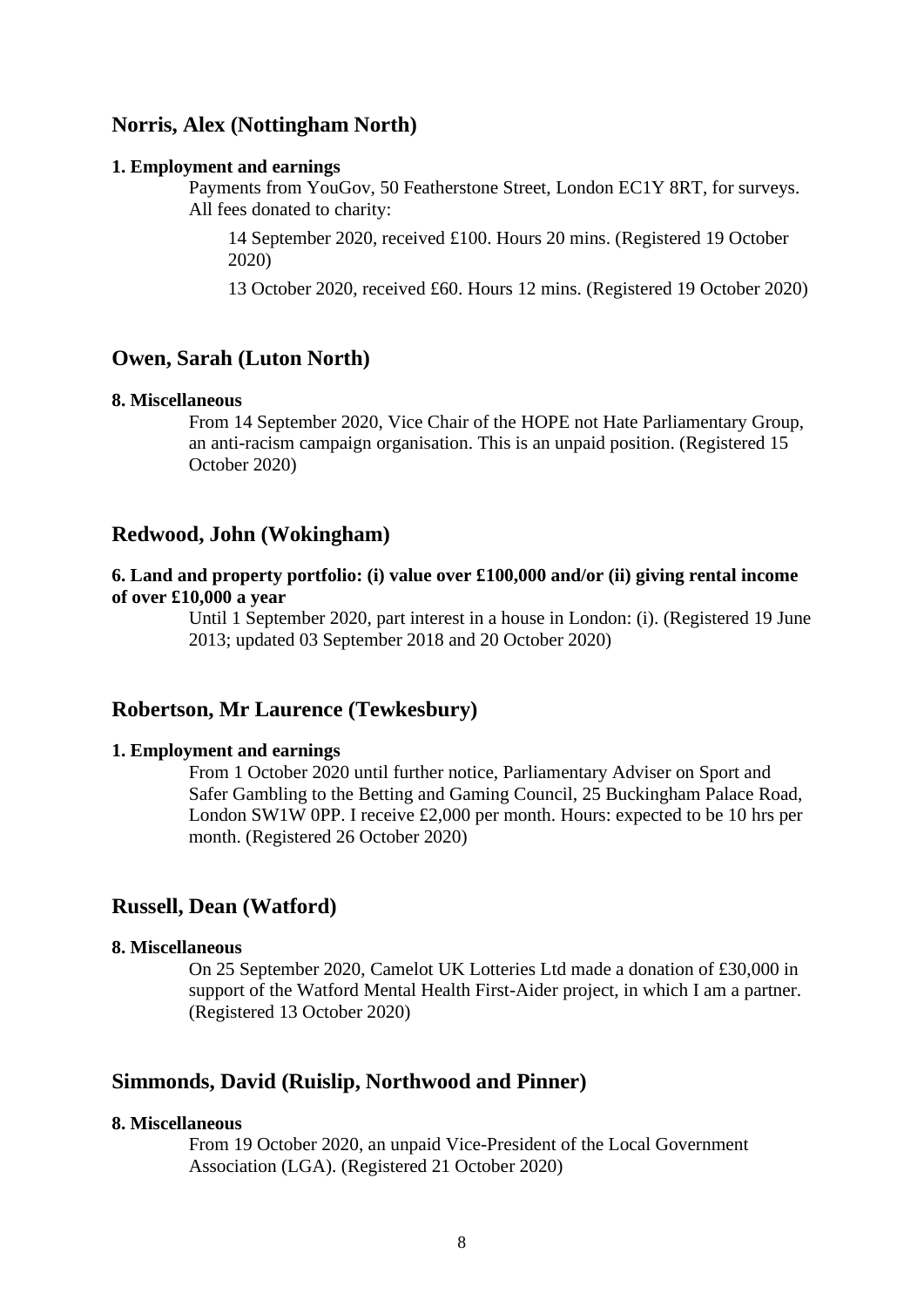## Norris, Alex (Nottingham North)

**1. Employment and earnings**

Payments from YouGov, 50 Featherstone Street, London EC1Y 8RT, for surveys. All fees donated to charity:

14 September 2020, received £100. Hours 20 mins. (Registered 19 October 2020)

13 October 2020, received £60. Hours 12 mins. (Registered 19 October 2020)

## Owen, Sarah (Luton North)

**8. Miscellaneous**

From 14 September 2020, Vice Chair of the HOPE not Hate Parliamentary Group, an anti-racism campaign organisation. This is an unpaid position. (Registered 15 October 2020)

## Redwood, John (Wokingham)

**6. Land and property portfolio: (i) value over £100,000 and/or (ii) giving rental income of over £10,000 a year**

Until 1 September 2020, part interest in a house in London: (i). (Registered 19 June 2013; updated 03 September 2018 and 20 October 2020)

## Robertson, Mr Laurence (Tewkesbury)

**1. Employment and earnings**

From 1 October 2020 until further notice, Parliamentary Adviser on Sport and Safer Gambling to the Betting and Gaming Council, 25 Buckingham Palace Road, London SW1W 0PP. I receive £2,000 per month. Hours: expected to be 10 hrs per month. (Registered 26 October 2020)

## Russell, Dean (Watford)

**8. Miscellaneous**

On 25 September 2020, Camelot UK Lotteries Ltd made a donation of £30,000 in support of the Watford Mental Health First-Aider project, in which I am a partner. (Registered 13 October 2020)

## Simmonds, David (Ruislip, Northwood and Pinner)

**8. Miscellaneous**

From 19 October 2020, an unpaid Vice-President of the Local Government Association (LGA). (Registered 21 October 2020)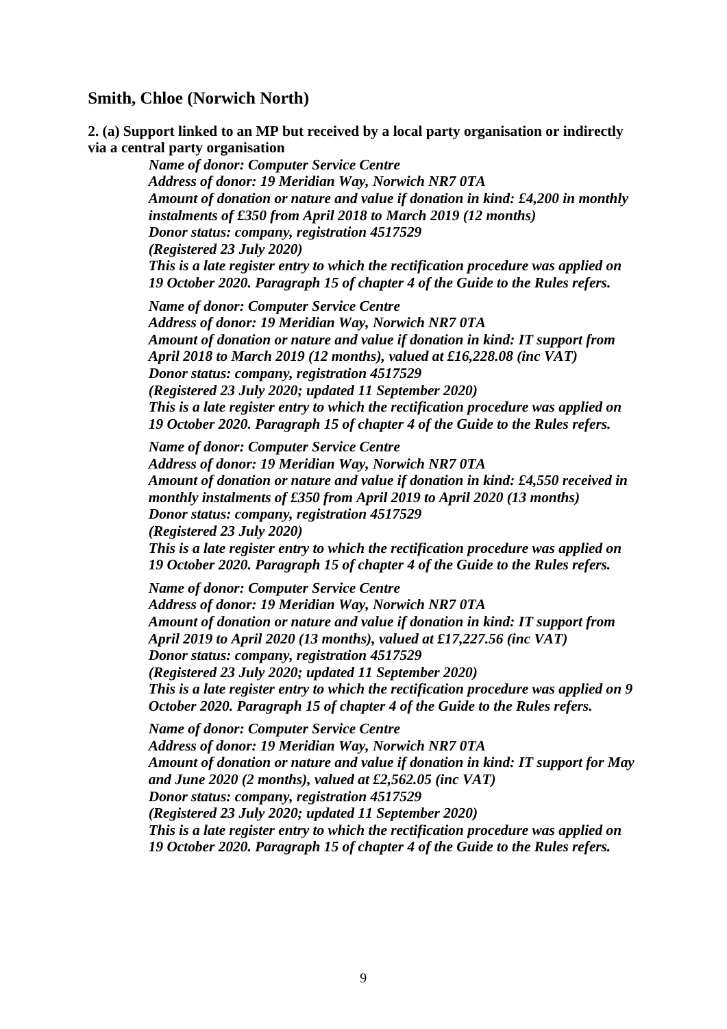## Smith, Chloe (Norwich North)

**2. (a) Support linked to an MP but received by a local party organisation or indirectly via a central party organisation**

***Name of donor: Computer Service Centre***
***Address of donor: 19 Meridian Way, Norwich NR7 0TA***
***Amount of donation or nature and value if donation in kind: £4,200 in monthly instalments of £350 from April 2018 to March 2019 (12 months)***
***Donor status: company, registration 4517529***
***(Registered 23 July 2020)***
***This is a late register entry to which the rectification procedure was applied on 19 October 2020. Paragraph 15 of chapter 4 of the Guide to the Rules refers.***

***Name of donor: Computer Service Centre***
***Address of donor: 19 Meridian Way, Norwich NR7 0TA***
***Amount of donation or nature and value if donation in kind: IT support from April 2018 to March 2019 (12 months), valued at £16,228.08 (inc VAT)***
***Donor status: company, registration 4517529***
***(Registered 23 July 2020; updated 11 September 2020)***
***This is a late register entry to which the rectification procedure was applied on 19 October 2020. Paragraph 15 of chapter 4 of the Guide to the Rules refers.***

***Name of donor: Computer Service Centre***
***Address of donor: 19 Meridian Way, Norwich NR7 0TA***
***Amount of donation or nature and value if donation in kind: £4,550 received in monthly instalments of £350 from April 2019 to April 2020 (13 months)***
***Donor status: company, registration 4517529***
***(Registered 23 July 2020)***
***This is a late register entry to which the rectification procedure was applied on 19 October 2020. Paragraph 15 of chapter 4 of the Guide to the Rules refers.***

***Name of donor: Computer Service Centre***
***Address of donor: 19 Meridian Way, Norwich NR7 0TA***
***Amount of donation or nature and value if donation in kind: IT support from April 2019 to April 2020 (13 months), valued at £17,227.56 (inc VAT)***
***Donor status: company, registration 4517529***
***(Registered 23 July 2020; updated 11 September 2020)***
***This is a late register entry to which the rectification procedure was applied on 9 October 2020. Paragraph 15 of chapter 4 of the Guide to the Rules refers.***

***Name of donor: Computer Service Centre***
***Address of donor: 19 Meridian Way, Norwich NR7 0TA***
***Amount of donation or nature and value if donation in kind: IT support for May and June 2020 (2 months), valued at £2,562.05 (inc VAT)***
***Donor status: company, registration 4517529***
***(Registered 23 July 2020; updated 11 September 2020)***
***This is a late register entry to which the rectification procedure was applied on 19 October 2020. Paragraph 15 of chapter 4 of the Guide to the Rules refers.***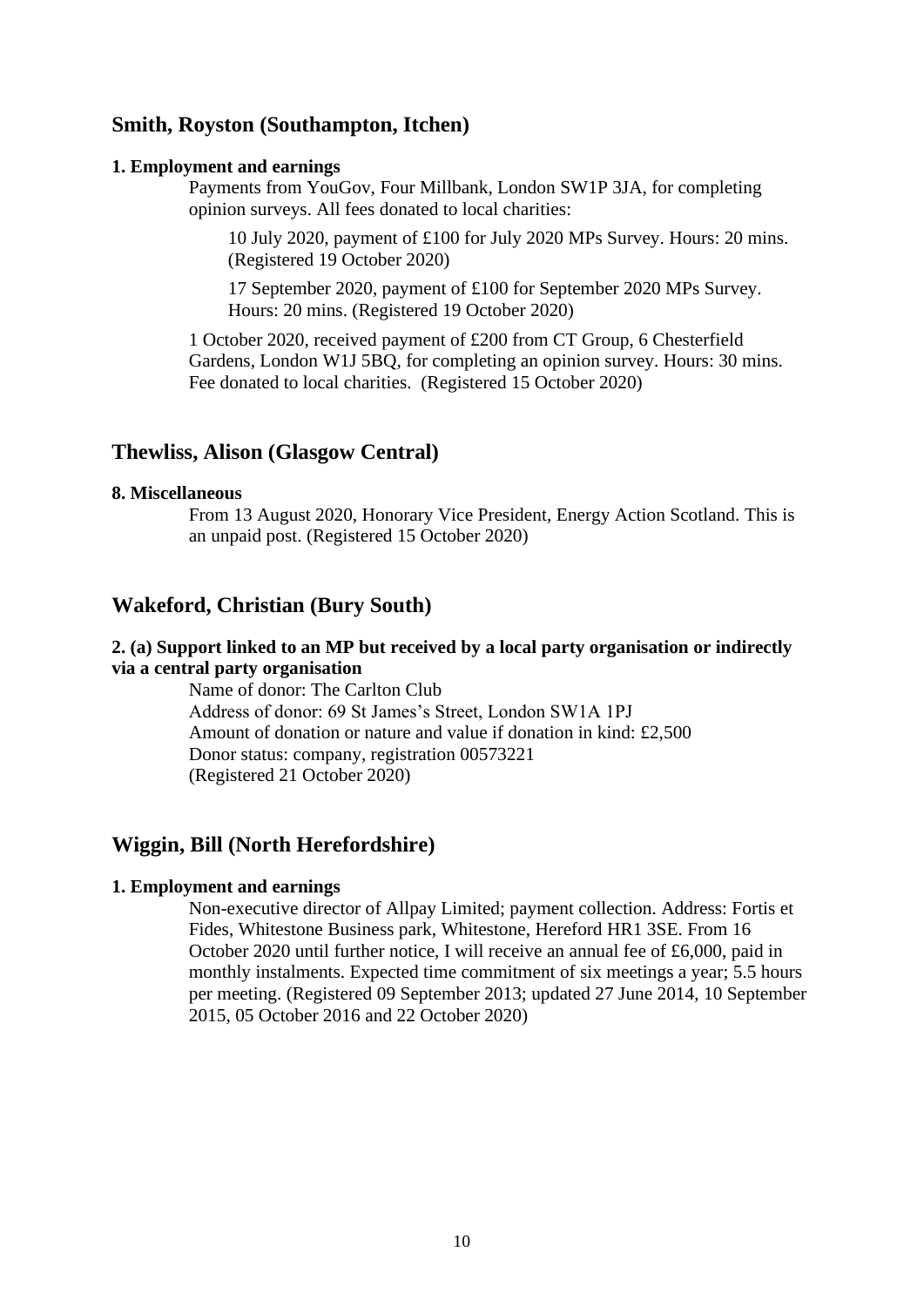## Smith, Royston (Southampton, Itchen)

**1. Employment and earnings**

Payments from YouGov, Four Millbank, London SW1P 3JA, for completing opinion surveys. All fees donated to local charities:

10 July 2020, payment of £100 for July 2020 MPs Survey. Hours: 20 mins. (Registered 19 October 2020)

17 September 2020, payment of £100 for September 2020 MPs Survey. Hours: 20 mins. (Registered 19 October 2020)

1 October 2020, received payment of £200 from CT Group, 6 Chesterfield Gardens, London W1J 5BQ, for completing an opinion survey. Hours: 30 mins. Fee donated to local charities. (Registered 15 October 2020)

## Thewliss, Alison (Glasgow Central)

**8. Miscellaneous**

From 13 August 2020, Honorary Vice President, Energy Action Scotland. This is an unpaid post. (Registered 15 October 2020)

## Wakeford, Christian (Bury South)

**2. (a) Support linked to an MP but received by a local party organisation or indirectly via a central party organisation**

Name of donor: The Carlton Club
Address of donor: 69 St James's Street, London SW1A 1PJ
Amount of donation or nature and value if donation in kind: £2,500
Donor status: company, registration 00573221
(Registered 21 October 2020)

## Wiggin, Bill (North Herefordshire)

**1. Employment and earnings**

Non-executive director of Allpay Limited; payment collection. Address: Fortis et Fides, Whitestone Business park, Whitestone, Hereford HR1 3SE. From 16 October 2020 until further notice, I will receive an annual fee of £6,000, paid in monthly instalments. Expected time commitment of six meetings a year; 5.5 hours per meeting. (Registered 09 September 2013; updated 27 June 2014, 10 September 2015, 05 October 2016 and 22 October 2020)